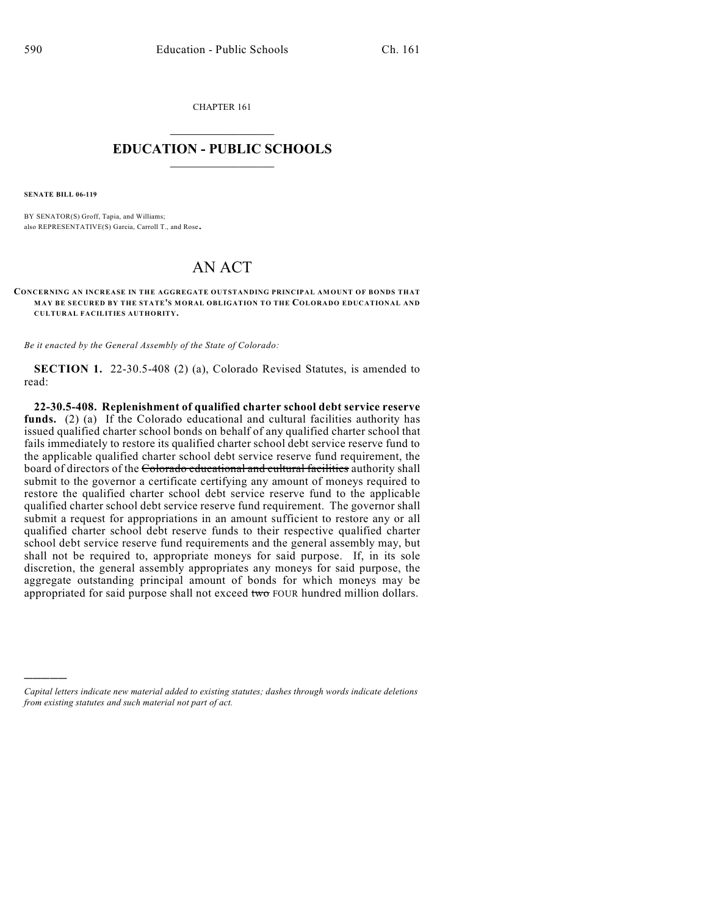CHAPTER 161

# EDUCATION - PUBLIC SCHOOLS

**SENATE BILL 06-119**

BY SENATOR(S) Groff, Tapia, and Williams;
also REPRESENTATIVE(S) Garcia, Carroll T., and Rose.

# AN ACT

**CONCERNING AN INCREASE IN THE AGGREGATE OUTSTANDING PRINCIPAL AMOUNT OF BONDS THAT MAY BE SECURED BY THE STATE'S MORAL OBLIGATION TO THE COLORADO EDUCATIONAL AND CULTURAL FACILITIES AUTHORITY.**

*Be it enacted by the General Assembly of the State of Colorado:*

**SECTION 1.** 22-30.5-408 (2) (a), Colorado Revised Statutes, is amended to read:

**22-30.5-408. Replenishment of qualified charter school debt service reserve funds.** (2) (a) If the Colorado educational and cultural facilities authority has issued qualified charter school bonds on behalf of any qualified charter school that fails immediately to restore its qualified charter school debt service reserve fund to the applicable qualified charter school debt service reserve fund requirement, the board of directors of the ~~Colorado educational and cultural facilities~~ authority shall submit to the governor a certificate certifying any amount of moneys required to restore the qualified charter school debt service reserve fund to the applicable qualified charter school debt service reserve fund requirement. The governor shall submit a request for appropriations in an amount sufficient to restore any or all qualified charter school debt reserve funds to their respective qualified charter school debt service reserve fund requirements and the general assembly may, but shall not be required to, appropriate moneys for said purpose. If, in its sole discretion, the general assembly appropriates any moneys for said purpose, the aggregate outstanding principal amount of bonds for which moneys may be appropriated for said purpose shall not exceed ~~two~~ FOUR hundred million dollars.

---

*Capital letters indicate new material added to existing statutes; dashes through words indicate deletions from existing statutes and such material not part of act.*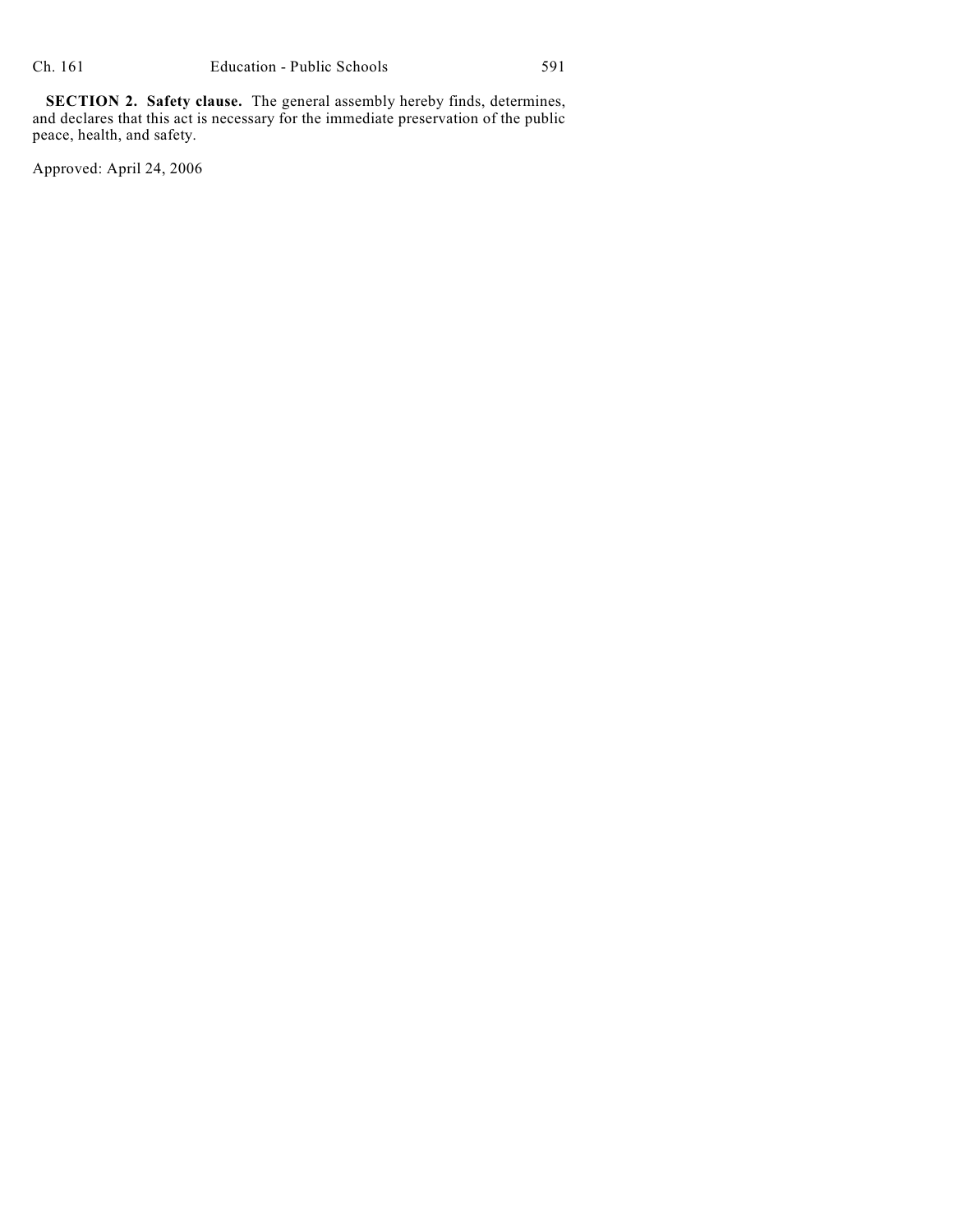**SECTION 2. Safety clause.** The general assembly hereby finds, determines, and declares that this act is necessary for the immediate preservation of the public peace, health, and safety.

Approved: April 24, 2006